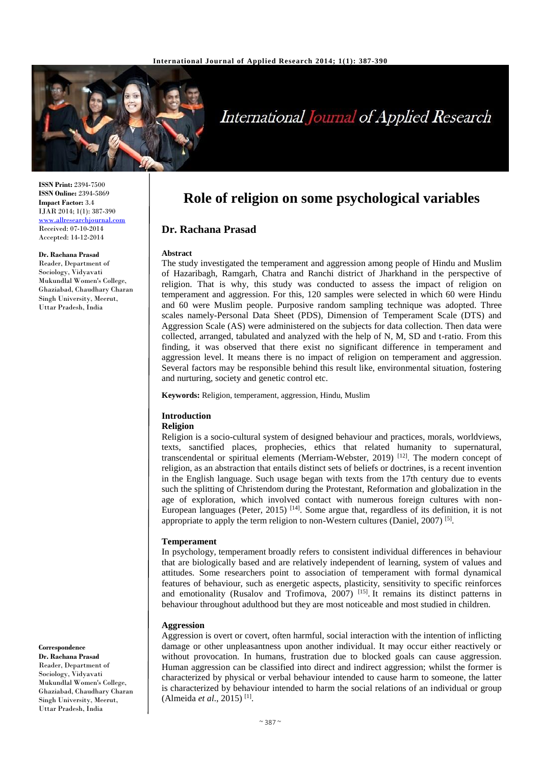**ISSN Print:** 2394-7500
**ISSN Online:** 2394-5869
**Impact Factor:** 3.4
IJAR 2014; 1(1): 387-390
www.allresearchjournal.com
Received: 07-10-2014
Accepted: 14-12-2014

**Dr. Rachana Prasad**
Reader, Department of Sociology, Vidyavati Mukundlal Women's College, Ghaziabad, Chaudhary Charan Singh University, Meerut, Uttar Pradesh, India

**Correspondence**
**Dr. Rachana Prasad**
Reader, Department of Sociology, Vidyavati Mukundlal Women's College, Ghaziabad, Chaudhary Charan Singh University, Meerut, Uttar Pradesh, India

# Role of religion on some psychological variables

## Dr. Rachana Prasad

### Abstract

The study investigated the temperament and aggression among people of Hindu and Muslim of Hazaribagh, Ramgarh, Chatra and Ranchi district of Jharkhand in the perspective of religion. That is why, this study was conducted to assess the impact of religion on temperament and aggression. For this, 120 samples were selected in which 60 were Hindu and 60 were Muslim people. Purposive random sampling technique was adopted. Three scales namely-Personal Data Sheet (PDS), Dimension of Temperament Scale (DTS) and Aggression Scale (AS) were administered on the subjects for data collection. Then data were collected, arranged, tabulated and analyzed with the help of N, M, SD and t-ratio. From this finding, it was observed that there exist no significant difference in temperament and aggression level. It means there is no impact of religion on temperament and aggression. Several factors may be responsible behind this result like, environmental situation, fostering and nurturing, society and genetic control etc.

**Keywords:** Religion, temperament, aggression, Hindu, Muslim

### Introduction

#### Religion

Religion is a socio-cultural system of designed behaviour and practices, morals, worldviews, texts, sanctified places, prophecies, ethics that related humanity to supernatural, transcendental or spiritual elements (Merriam-Webster, 2019) [12]. The modern concept of religion, as an abstraction that entails distinct sets of beliefs or doctrines, is a recent invention in the English language. Such usage began with texts from the 17th century due to events such the splitting of Christendom during the Protestant, Reformation and globalization in the age of exploration, which involved contact with numerous foreign cultures with non-European languages (Peter, 2015) [14]. Some argue that, regardless of its definition, it is not appropriate to apply the term religion to non-Western cultures (Daniel, 2007) [5].

#### Temperament

In psychology, temperament broadly refers to consistent individual differences in behaviour that are biologically based and are relatively independent of learning, system of values and attitudes. Some researchers point to association of temperament with formal dynamical features of behaviour, such as energetic aspects, plasticity, sensitivity to specific reinforces and emotionality (Rusalov and Trofimova, 2007) [15]. It remains its distinct patterns in behaviour throughout adulthood but they are most noticeable and most studied in children.

#### Aggression

Aggression is overt or covert, often harmful, social interaction with the intention of inflicting damage or other unpleasantness upon another individual. It may occur either reactively or without provocation. In humans, frustration due to blocked goals can cause aggression. Human aggression can be classified into direct and indirect aggression; whilst the former is characterized by physical or verbal behaviour intended to cause harm to someone, the latter is characterized by behaviour intended to harm the social relations of an individual or group (Almeida *et al.*, 2015) [1].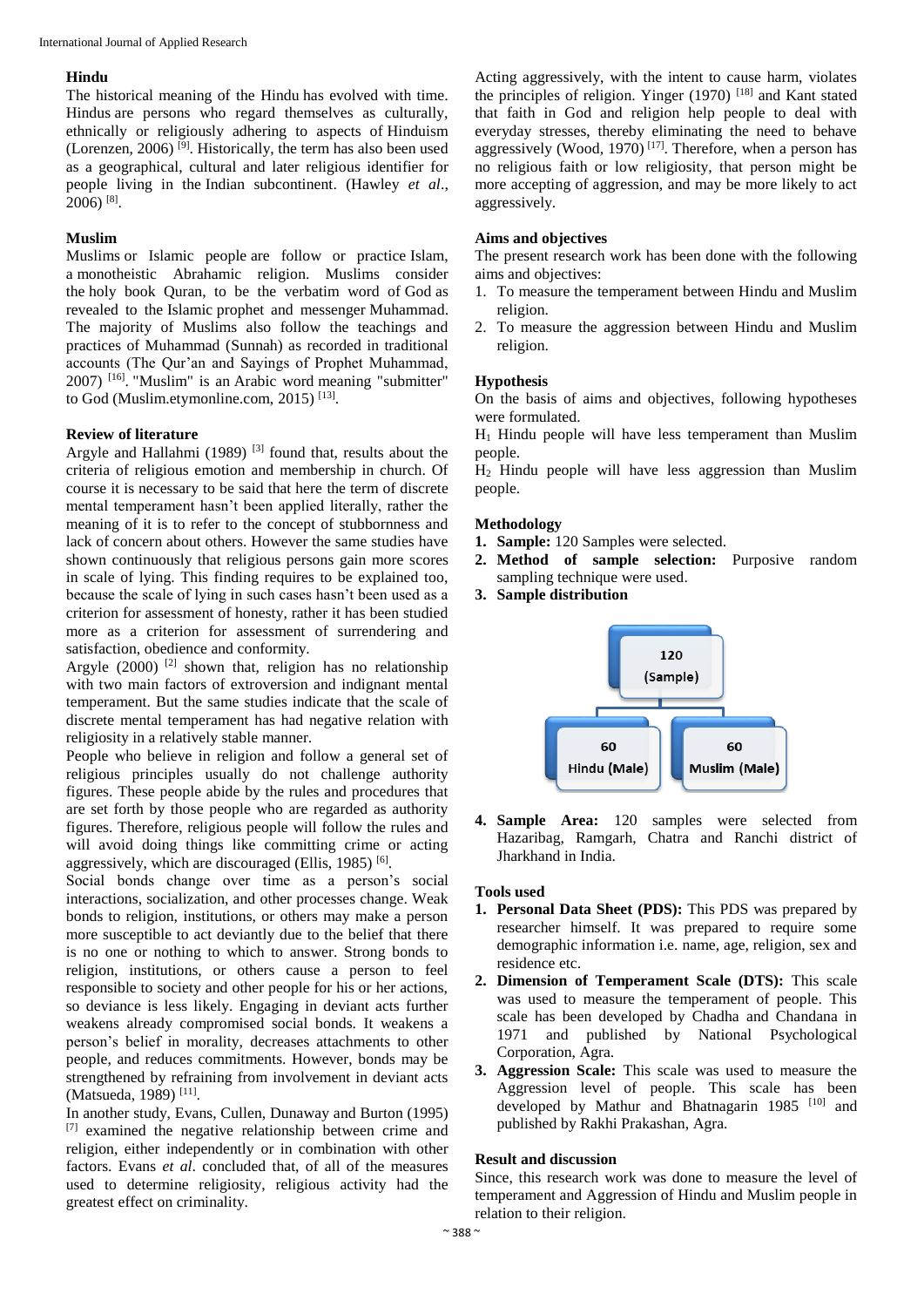**Hindu**

The historical meaning of the Hindu has evolved with time. Hindus are persons who regard themselves as culturally, ethnically or religiously adhering to aspects of Hinduism (Lorenzen, 2006) [9]. Historically, the term has also been used as a geographical, cultural and later religious identifier for people living in the Indian subcontinent. (Hawley *et al*., 2006) [8].

**Muslim**

Muslims or Islamic people are follow or practice Islam, a monotheistic Abrahamic religion. Muslims consider the holy book Quran, to be the verbatim word of God as revealed to the Islamic prophet and messenger Muhammad. The majority of Muslims also follow the teachings and practices of Muhammad (Sunnah) as recorded in traditional accounts (The Qur'an and Sayings of Prophet Muhammad, 2007) [16]. "Muslim" is an Arabic word meaning "submitter" to God (Muslim.etymonline.com, 2015) [13].

**Review of literature**

Argyle and Hallahmi (1989) [3] found that, results about the criteria of religious emotion and membership in church. Of course it is necessary to be said that here the term of discrete mental temperament hasn't been applied literally, rather the meaning of it is to refer to the concept of stubbornness and lack of concern about others. However the same studies have shown continuously that religious persons gain more scores in scale of lying. This finding requires to be explained too, because the scale of lying in such cases hasn't been used as a criterion for assessment of honesty, rather it has been studied more as a criterion for assessment of surrendering and satisfaction, obedience and conformity.

Argyle (2000) [2] shown that, religion has no relationship with two main factors of extroversion and indignant mental temperament. But the same studies indicate that the scale of discrete mental temperament has had negative relation with religiosity in a relatively stable manner.

People who believe in religion and follow a general set of religious principles usually do not challenge authority figures. These people abide by the rules and procedures that are set forth by those people who are regarded as authority figures. Therefore, religious people will follow the rules and will avoid doing things like committing crime or acting aggressively, which are discouraged (Ellis, 1985) [6].

Social bonds change over time as a person's social interactions, socialization, and other processes change. Weak bonds to religion, institutions, or others may make a person more susceptible to act deviantly due to the belief that there is no one or nothing to which to answer. Strong bonds to religion, institutions, or others cause a person to feel responsible to society and other people for his or her actions, so deviance is less likely. Engaging in deviant acts further weakens already compromised social bonds. It weakens a person's belief in morality, decreases attachments to other people, and reduces commitments. However, bonds may be strengthened by refraining from involvement in deviant acts (Matsueda, 1989) [11].

In another study, Evans, Cullen, Dunaway and Burton (1995) [7] examined the negative relationship between crime and religion, either independently or in combination with other factors. Evans *et al*. concluded that, of all of the measures used to determine religiosity, religious activity had the greatest effect on criminality.

Acting aggressively, with the intent to cause harm, violates the principles of religion. Yinger (1970) [18] and Kant stated that faith in God and religion help people to deal with everyday stresses, thereby eliminating the need to behave aggressively (Wood, 1970) [17]. Therefore, when a person has no religious faith or low religiosity, that person might be more accepting of aggression, and may be more likely to act aggressively.

**Aims and objectives**

The present research work has been done with the following aims and objectives:

1. To measure the temperament between Hindu and Muslim religion.
2. To measure the aggression between Hindu and Muslim religion.

**Hypothesis**

On the basis of aims and objectives, following hypotheses were formulated.

$H_1$ Hindu people will have less temperament than Muslim people.

$H_2$ Hindu people will have less aggression than Muslim people.

**Methodology**

1. **Sample:** 120 Samples were selected.
2. **Method of sample selection:** Purposive random sampling technique were used.
3. **Sample distribution**

120 (Sample)
- 60 Hindu (Male)
- 60 Muslim (Male)

4. **Sample Area:** 120 samples were selected from Hazaribag, Ramgarh, Chatra and Ranchi district of Jharkhand in India.

**Tools used**

1. **Personal Data Sheet (PDS):** This PDS was prepared by researcher himself. It was prepared to require some demographic information i.e. name, age, religion, sex and residence etc.
2. **Dimension of Temperament Scale (DTS):** This scale was used to measure the temperament of people. This scale has been developed by Chadha and Chandana in 1971 and published by National Psychological Corporation, Agra.
3. **Aggression Scale:** This scale was used to measure the Aggression level of people. This scale has been developed by Mathur and Bhatnagarin 1985 [10] and published by Rakhi Prakashan, Agra.

**Result and discussion**

Since, this research work was done to measure the level of temperament and Aggression of Hindu and Muslim people in relation to their religion.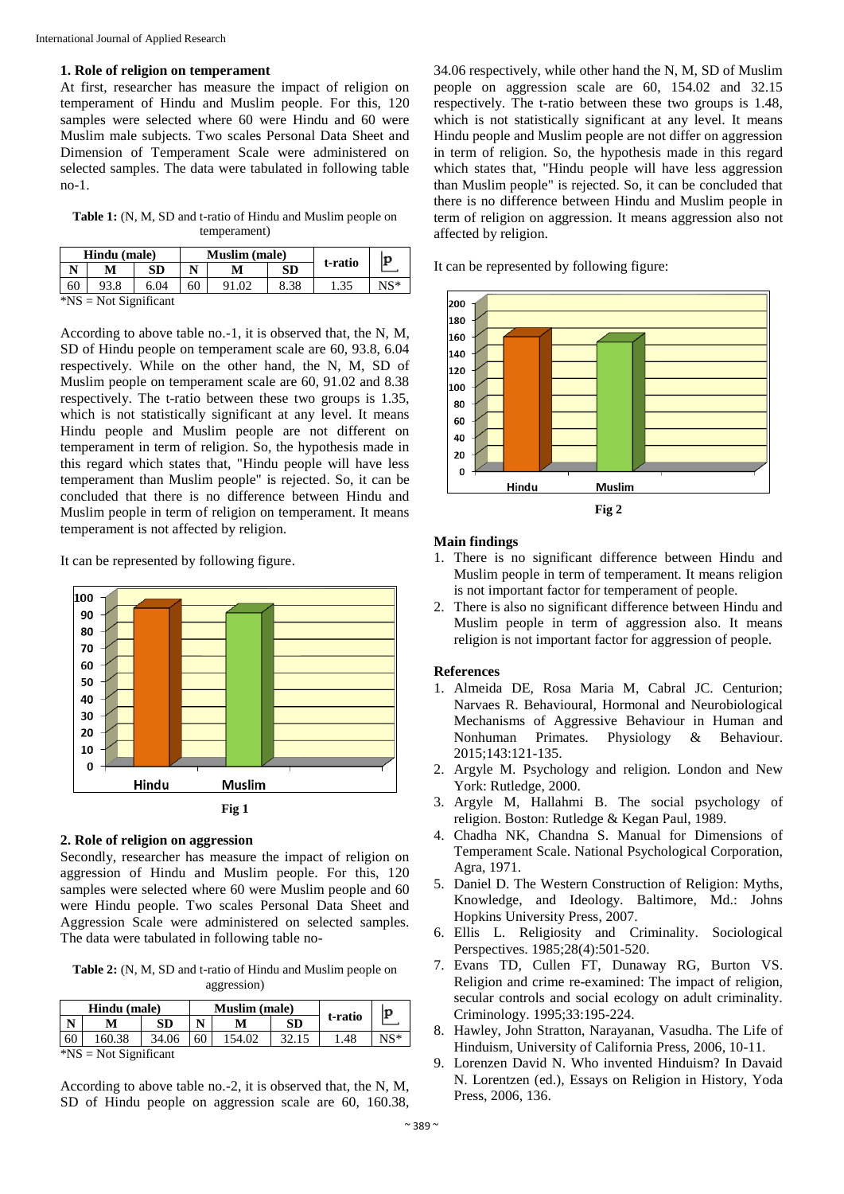### 1. Role of religion on temperament

At first, researcher has measure the impact of religion on temperament of Hindu and Muslim people. For this, 120 samples were selected where 60 were Hindu and 60 were Muslim male subjects. Two scales Personal Data Sheet and Dimension of Temperament Scale were administered on selected samples. The data were tabulated in following table no-1.

**Table 1:** (N, M, SD and t-ratio of Hindu and Muslim people on temperament)

| Hindu (male) | | | Muslim (male) | | | t-ratio | p |
|---|---|---|---|---|---|---|---|
| N | M | SD | N | M | SD | | |
| 60 | 93.8 | 6.04 | 60 | 91.02 | 8.38 | 1.35 | NS* |

*NS = Not Significant

According to above table no.-1, it is observed that, the N, M, SD of Hindu people on temperament scale are 60, 93.8, 6.04 respectively. While on the other hand, the N, M, SD of Muslim people on temperament scale are 60, 91.02 and 8.38 respectively. The t-ratio between these two groups is 1.35, which is not statistically significant at any level. It means Hindu people and Muslim people are not different on temperament in term of religion. So, the hypothesis made in this regard which states that, "Hindu people will have less temperament than Muslim people" is rejected. So, it can be concluded that there is no difference between Hindu and Muslim people in term of religion on temperament. It means temperament is not affected by religion.

It can be represented by following figure.

**Fig 1**

### 2. Role of religion on aggression

Secondly, researcher has measure the impact of religion on aggression of Hindu and Muslim people. For this, 120 samples were selected where 60 were Muslim people and 60 were Hindu people. Two scales Personal Data Sheet and Aggression Scale were administered on selected samples. The data were tabulated in following table no-

**Table 2:** (N, M, SD and t-ratio of Hindu and Muslim people on aggression)

| Hindu (male) | | | Muslim (male) | | | t-ratio | p |
|---|---|---|---|---|---|---|---|
| N | M | SD | N | M | SD | | |
| 60 | 160.38 | 34.06 | 60 | 154.02 | 32.15 | 1.48 | NS* |

*NS = Not Significant

According to above table no.-2, it is observed that, the N, M, SD of Hindu people on aggression scale are 60, 160.38, 34.06 respectively, while other hand the N, M, SD of Muslim people on aggression scale are 60, 154.02 and 32.15 respectively. The t-ratio between these two groups is 1.48, which is not statistically significant at any level. It means Hindu people and Muslim people are not differ on aggression in term of religion. So, the hypothesis made in this regard which states that, "Hindu people will have less aggression than Muslim people" is rejected. So, it can be concluded that there is no difference between Hindu and Muslim people in term of religion on aggression. It means aggression also not affected by religion.

It can be represented by following figure:

**Fig 2**

### Main findings

1. There is no significant difference between Hindu and Muslim people in term of temperament. It means religion is not important factor for temperament of people.
2. There is also no significant difference between Hindu and Muslim people in term of aggression also. It means religion is not important factor for aggression of people.

### References

1. Almeida DE, Rosa Maria M, Cabral JC. Centurion; Narvaes R. Behavioural, Hormonal and Neurobiological Mechanisms of Aggressive Behaviour in Human and Nonhuman Primates. Physiology & Behaviour. 2015;143:121-135.
2. Argyle M. Psychology and religion. London and New York: Rutledge, 2000.
3. Argyle M, Hallahmi B. The social psychology of religion. Boston: Rutledge & Kegan Paul, 1989.
4. Chadha NK, Chandna S. Manual for Dimensions of Temperament Scale. National Psychological Corporation, Agra, 1971.
5. Daniel D. The Western Construction of Religion: Myths, Knowledge, and Ideology. Baltimore, Md.: Johns Hopkins University Press, 2007.
6. Ellis L. Religiosity and Criminality. Sociological Perspectives. 1985;28(4):501-520.
7. Evans TD, Cullen FT, Dunaway RG, Burton VS. Religion and crime re-examined: The impact of religion, secular controls and social ecology on adult criminality. Criminology. 1995;33:195-224.
8. Hawley, John Stratton, Narayanan, Vasudha. The Life of Hinduism, University of California Press, 2006, 10-11.
9. Lorenzen David N. Who invented Hinduism? In Davaid N. Lorentzen (ed.), Essays on Religion in History, Yoda Press, 2006, 136.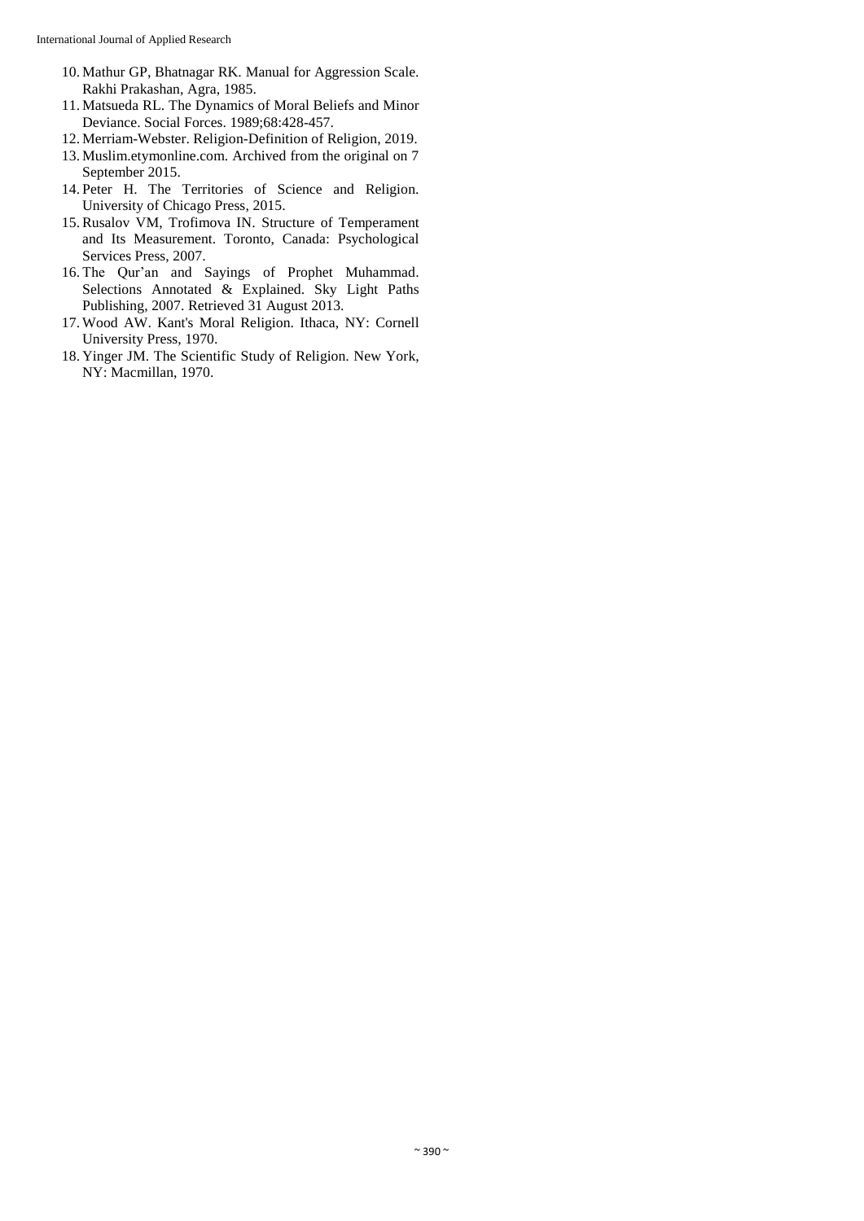10. Mathur GP, Bhatnagar RK. Manual for Aggression Scale. Rakhi Prakashan, Agra, 1985.
11. Matsueda RL. The Dynamics of Moral Beliefs and Minor Deviance. Social Forces. 1989;68:428-457.
12. Merriam-Webster. Religion-Definition of Religion, 2019.
13. Muslim.etymonline.com. Archived from the original on 7 September 2015.
14. Peter H. The Territories of Science and Religion. University of Chicago Press, 2015.
15. Rusalov VM, Trofimova IN. Structure of Temperament and Its Measurement. Toronto, Canada: Psychological Services Press, 2007.
16. The Qur'an and Sayings of Prophet Muhammad. Selections Annotated & Explained. Sky Light Paths Publishing, 2007. Retrieved 31 August 2013.
17. Wood AW. Kant's Moral Religion. Ithaca, NY: Cornell University Press, 1970.
18. Yinger JM. The Scientific Study of Religion. New York, NY: Macmillan, 1970.